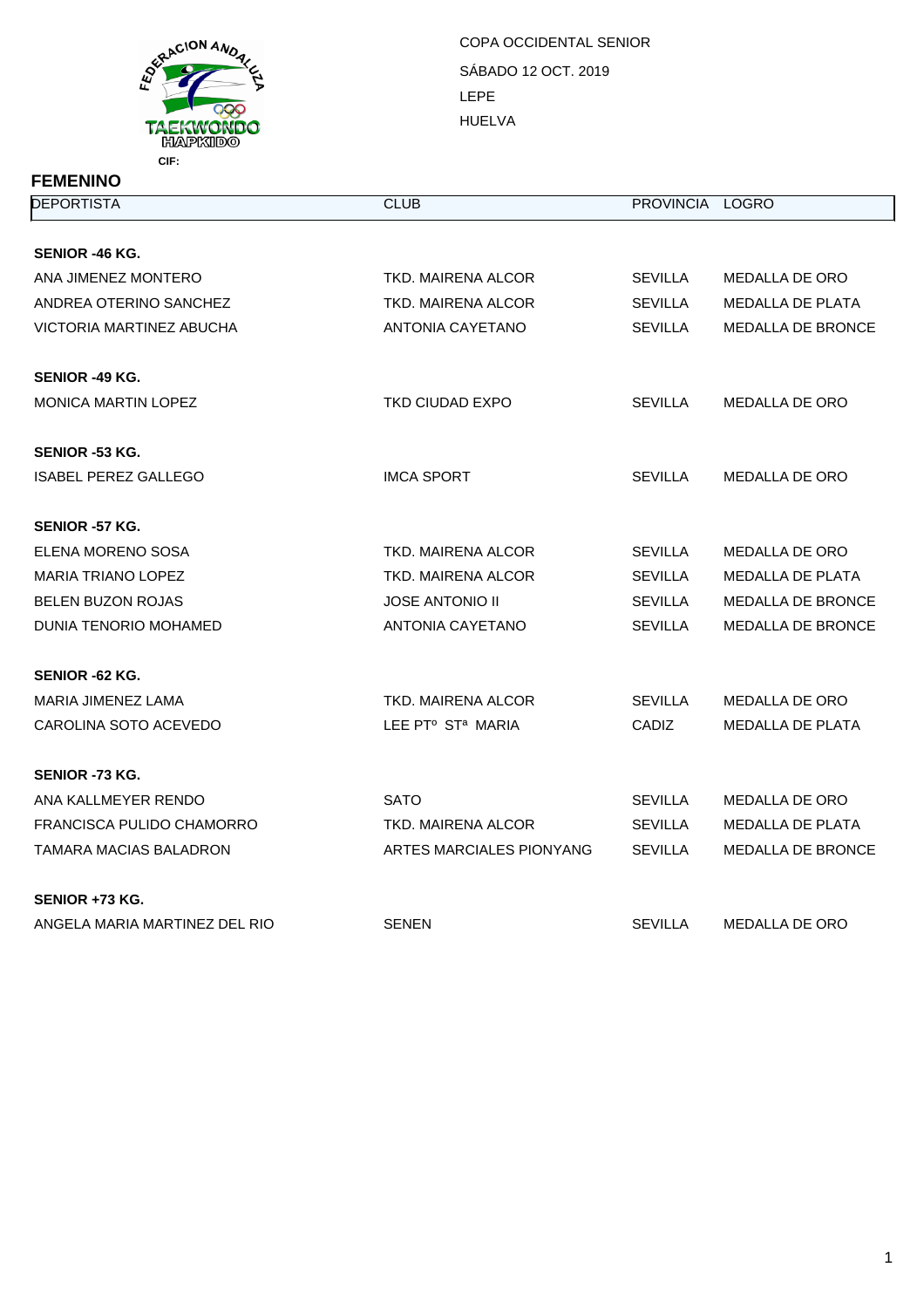FEDERACION ANDALUZA TAEKWONDO HAPKIDO

CIF:

COPA OCCIDENTAL SENIOR
SÁBADO 12 OCT. 2019
LEPE
HUELVA

## FEMENINO

| DEPORTISTA | CLUB | PROVINCIA | LOGRO |
|---|---|---|---|
| **SENIOR -46 KG.** | | | |
| ANA JIMENEZ MONTERO | TKD. MAIRENA ALCOR | SEVILLA | MEDALLA DE ORO |
| ANDREA OTERINO SANCHEZ | TKD. MAIRENA ALCOR | SEVILLA | MEDALLA DE PLATA |
| VICTORIA MARTINEZ ABUCHA | ANTONIA CAYETANO | SEVILLA | MEDALLA DE BRONCE |
| **SENIOR -49 KG.** | | | |
| MONICA MARTIN LOPEZ | TKD CIUDAD EXPO | SEVILLA | MEDALLA DE ORO |
| **SENIOR -53 KG.** | | | |
| ISABEL PEREZ GALLEGO | IMCA SPORT | SEVILLA | MEDALLA DE ORO |
| **SENIOR -57 KG.** | | | |
| ELENA MORENO SOSA | TKD. MAIRENA ALCOR | SEVILLA | MEDALLA DE ORO |
| MARIA TRIANO LOPEZ | TKD. MAIRENA ALCOR | SEVILLA | MEDALLA DE PLATA |
| BELEN BUZON ROJAS | JOSE ANTONIO II | SEVILLA | MEDALLA DE BRONCE |
| DUNIA TENORIO MOHAMED | ANTONIA CAYETANO | SEVILLA | MEDALLA DE BRONCE |
| **SENIOR -62 KG.** | | | |
| MARIA JIMENEZ LAMA | TKD. MAIRENA ALCOR | SEVILLA | MEDALLA DE ORO |
| CAROLINA SOTO ACEVEDO | LEE PTº STª MARIA | CADIZ | MEDALLA DE PLATA |
| **SENIOR -73 KG.** | | | |
| ANA KALLMEYER RENDO | SATO | SEVILLA | MEDALLA DE ORO |
| FRANCISCA PULIDO CHAMORRO | TKD. MAIRENA ALCOR | SEVILLA | MEDALLA DE PLATA |
| TAMARA MACIAS BALADRON | ARTES MARCIALES PIONYANG | SEVILLA | MEDALLA DE BRONCE |
| **SENIOR +73 KG.** | | | |
| ANGELA MARIA MARTINEZ DEL RIO | SENEN | SEVILLA | MEDALLA DE ORO |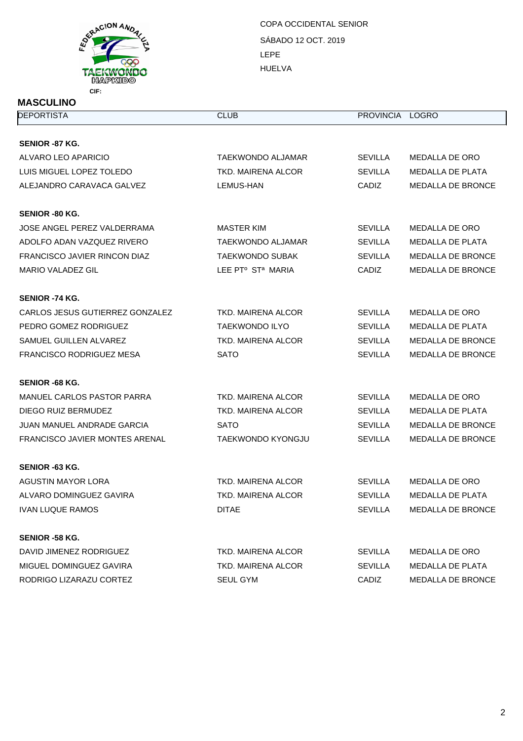FEDERACION ANDALUZA TAEKWONDO HAPKIDO

CIF:

COPA OCCIDENTAL SENIOR

SÁBADO 12 OCT. 2019

LEPE

HUELVA

## MASCULINO

| DEPORTISTA | CLUB | PROVINCIA | LOGRO |
|---|---|---|---|
| **SENIOR -87 KG.** | | | |
| ALVARO LEO APARICIO | TAEKWONDO ALJAMAR | SEVILLA | MEDALLA DE ORO |
| LUIS MIGUEL LOPEZ TOLEDO | TKD. MAIRENA ALCOR | SEVILLA | MEDALLA DE PLATA |
| ALEJANDRO CARAVACA GALVEZ | LEMUS-HAN | CADIZ | MEDALLA DE BRONCE |
| **SENIOR -80 KG.** | | | |
| JOSE ANGEL PEREZ VALDERRAMA | MASTER KIM | SEVILLA | MEDALLA DE ORO |
| ADOLFO ADAN VAZQUEZ RIVERO | TAEKWONDO ALJAMAR | SEVILLA | MEDALLA DE PLATA |
| FRANCISCO JAVIER RINCON DIAZ | TAEKWONDO SUBAK | SEVILLA | MEDALLA DE BRONCE |
| MARIO VALADEZ GIL | LEE PTº STª MARIA | CADIZ | MEDALLA DE BRONCE |
| **SENIOR -74 KG.** | | | |
| CARLOS JESUS GUTIERREZ GONZALEZ | TKD. MAIRENA ALCOR | SEVILLA | MEDALLA DE ORO |
| PEDRO GOMEZ RODRIGUEZ | TAEKWONDO ILYO | SEVILLA | MEDALLA DE PLATA |
| SAMUEL GUILLEN ALVAREZ | TKD. MAIRENA ALCOR | SEVILLA | MEDALLA DE BRONCE |
| FRANCISCO RODRIGUEZ MESA | SATO | SEVILLA | MEDALLA DE BRONCE |
| **SENIOR -68 KG.** | | | |
| MANUEL CARLOS PASTOR PARRA | TKD. MAIRENA ALCOR | SEVILLA | MEDALLA DE ORO |
| DIEGO RUIZ BERMUDEZ | TKD. MAIRENA ALCOR | SEVILLA | MEDALLA DE PLATA |
| JUAN MANUEL ANDRADE GARCIA | SATO | SEVILLA | MEDALLA DE BRONCE |
| FRANCISCO JAVIER MONTES ARENAL | TAEKWONDO KYONGJU | SEVILLA | MEDALLA DE BRONCE |
| **SENIOR -63 KG.** | | | |
| AGUSTIN MAYOR LORA | TKD. MAIRENA ALCOR | SEVILLA | MEDALLA DE ORO |
| ALVARO DOMINGUEZ GAVIRA | TKD. MAIRENA ALCOR | SEVILLA | MEDALLA DE PLATA |
| IVAN LUQUE RAMOS | DITAE | SEVILLA | MEDALLA DE BRONCE |
| **SENIOR -58 KG.** | | | |
| DAVID JIMENEZ RODRIGUEZ | TKD. MAIRENA ALCOR | SEVILLA | MEDALLA DE ORO |
| MIGUEL DOMINGUEZ GAVIRA | TKD. MAIRENA ALCOR | SEVILLA | MEDALLA DE PLATA |
| RODRIGO LIZARAZU CORTEZ | SEUL GYM | CADIZ | MEDALLA DE BRONCE |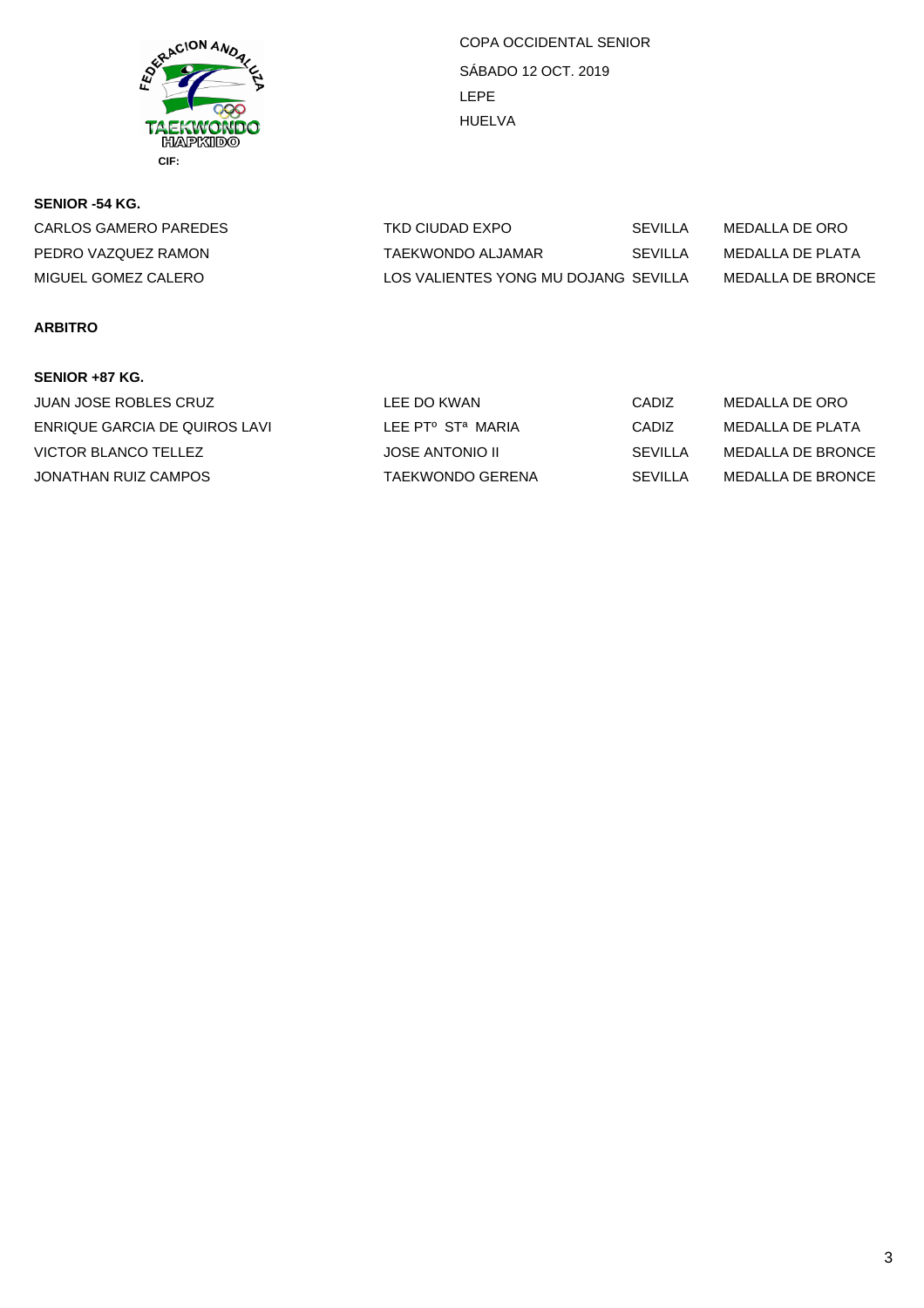COPA OCCIDENTAL SENIOR

SÁBADO 12 OCT. 2019

LEPE

HUELVA

CIF:

**SENIOR -54 KG.**

| | | | |
|---|---|---|---|
| CARLOS GAMERO PAREDES | TKD CIUDAD EXPO | SEVILLA | MEDALLA DE ORO |
| PEDRO VAZQUEZ RAMON | TAEKWONDO ALJAMAR | SEVILLA | MEDALLA DE PLATA |
| MIGUEL GOMEZ CALERO | LOS VALIENTES YONG MU DOJANG | SEVILLA | MEDALLA DE BRONCE |

**ARBITRO**

**SENIOR +87 KG.**

| | | | |
|---|---|---|---|
| JUAN JOSE ROBLES CRUZ | LEE DO KWAN | CADIZ | MEDALLA DE ORO |
| ENRIQUE GARCIA DE QUIROS LAVI | LEE PTº STª MARIA | CADIZ | MEDALLA DE PLATA |
| VICTOR BLANCO TELLEZ | JOSE ANTONIO II | SEVILLA | MEDALLA DE BRONCE |
| JONATHAN RUIZ CAMPOS | TAEKWONDO GERENA | SEVILLA | MEDALLA DE BRONCE |